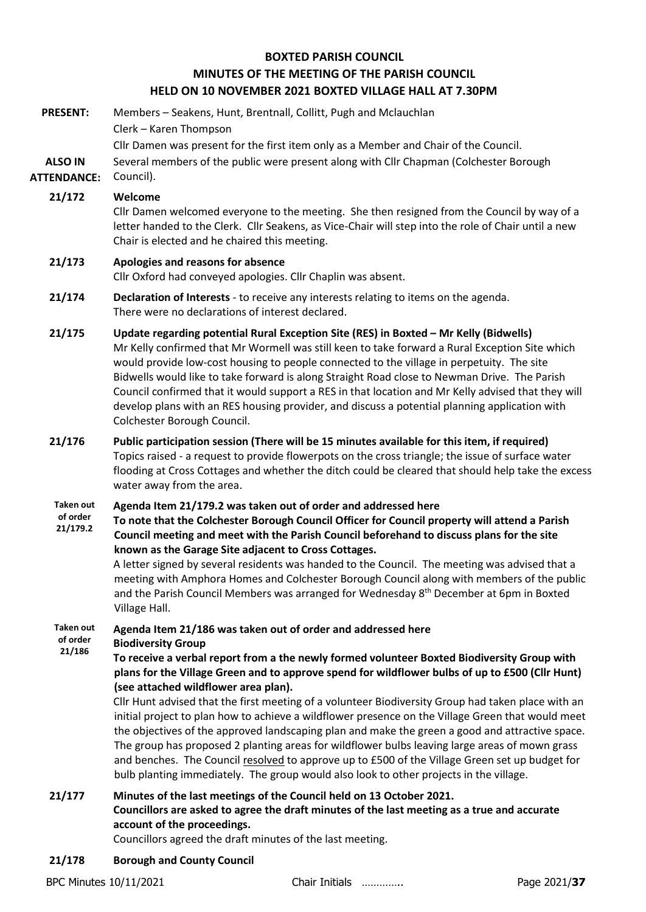# BOXTED PARISH COUNCIL

## MINUTES OF THE MEETING OF THE PARISH COUNCIL

## HELD ON 10 NOVEMBER 2021 BOXTED VILLAGE HALL AT 7.30PM

**PRESENT:** Members – Seakens, Hunt, Brentnall, Collitt, Pugh and Mclauchlan
Clerk – Karen Thompson
Cllr Damen was present for the first item only as a Member and Chair of the Council.

**ALSO IN ATTENDANCE:** Several members of the public were present along with Cllr Chapman (Colchester Borough Council).

**21/172 Welcome**

Cllr Damen welcomed everyone to the meeting. She then resigned from the Council by way of a letter handed to the Clerk. Cllr Seakens, as Vice-Chair will step into the role of Chair until a new Chair is elected and he chaired this meeting.

**21/173 Apologies and reasons for absence**

Cllr Oxford had conveyed apologies. Cllr Chaplin was absent.

**21/174 Declaration of Interests** - to receive any interests relating to items on the agenda.

There were no declarations of interest declared.

**21/175 Update regarding potential Rural Exception Site (RES) in Boxted – Mr Kelly (Bidwells)**

Mr Kelly confirmed that Mr Wormell was still keen to take forward a Rural Exception Site which would provide low-cost housing to people connected to the village in perpetuity. The site Bidwells would like to take forward is along Straight Road close to Newman Drive. The Parish Council confirmed that it would support a RES in that location and Mr Kelly advised that they will develop plans with an RES housing provider, and discuss a potential planning application with Colchester Borough Council.

**21/176 Public participation session (There will be 15 minutes available for this item, if required)**

Topics raised - a request to provide flowerpots on the cross triangle; the issue of surface water flooding at Cross Cottages and whether the ditch could be cleared that should help take the excess water away from the area.

**Taken out of order 21/179.2 Agenda Item 21/179.2 was taken out of order and addressed here**

**To note that the Colchester Borough Council Officer for Council property will attend a Parish Council meeting and meet with the Parish Council beforehand to discuss plans for the site known as the Garage Site adjacent to Cross Cottages.**

A letter signed by several residents was handed to the Council. The meeting was advised that a meeting with Amphora Homes and Colchester Borough Council along with members of the public and the Parish Council Members was arranged for Wednesday 8th December at 6pm in Boxted Village Hall.

**Taken out of order 21/186 Agenda Item 21/186 was taken out of order and addressed here**

**Biodiversity Group**

**To receive a verbal report from a the newly formed volunteer Boxted Biodiversity Group with plans for the Village Green and to approve spend for wildflower bulbs of up to £500 (Cllr Hunt) (see attached wildflower area plan).**

Cllr Hunt advised that the first meeting of a volunteer Biodiversity Group had taken place with an initial project to plan how to achieve a wildflower presence on the Village Green that would meet the objectives of the approved landscaping plan and make the green a good and attractive space. The group has proposed 2 planting areas for wildflower bulbs leaving large areas of mown grass and benches. The Council resolved to approve up to £500 of the Village Green set up budget for bulb planting immediately. The group would also look to other projects in the village.

**21/177 Minutes of the last meetings of the Council held on 13 October 2021.**

**Councillors are asked to agree the draft minutes of the last meeting as a true and accurate account of the proceedings.**

Councillors agreed the draft minutes of the last meeting.

**21/178 Borough and County Council**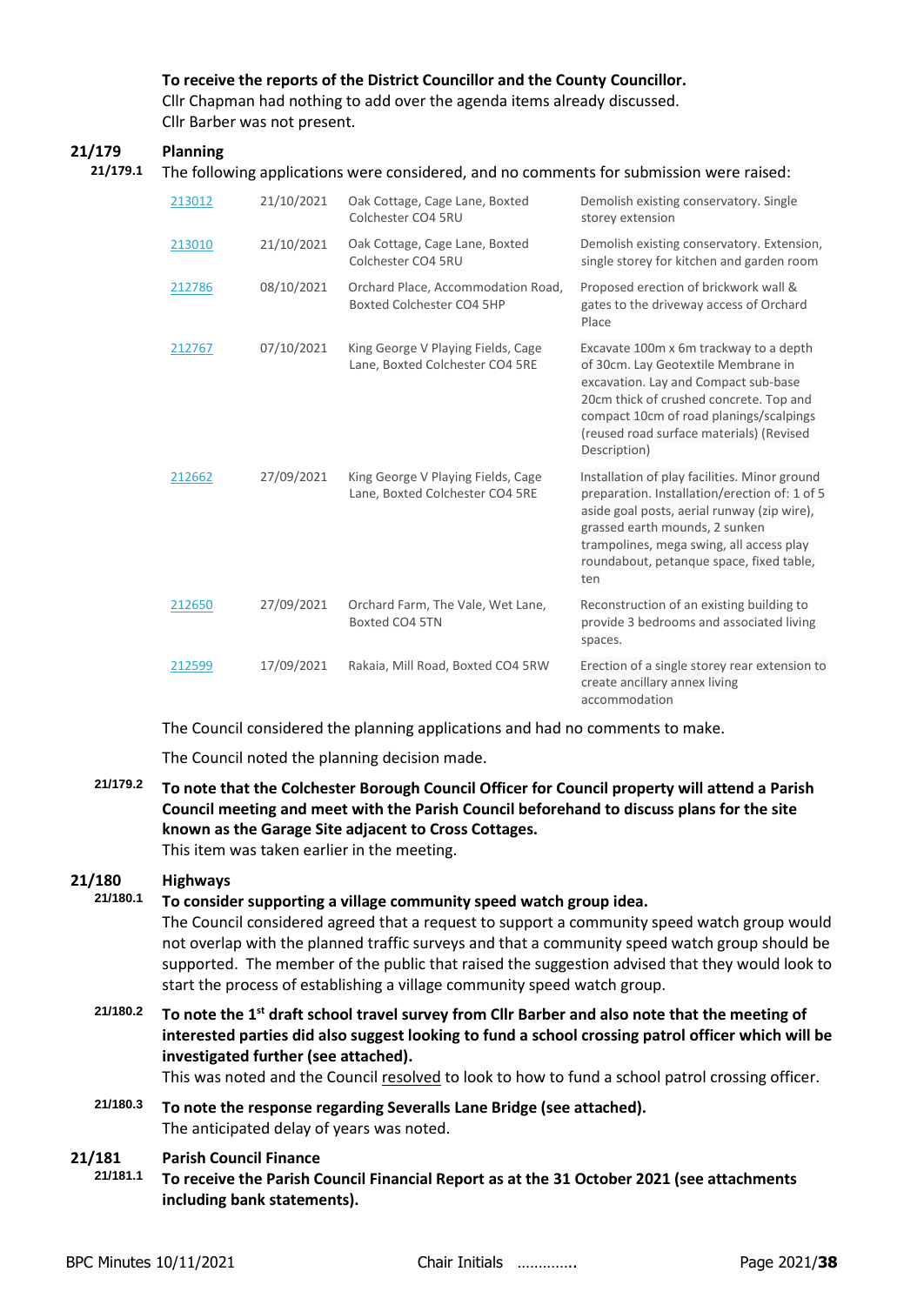**To receive the reports of the District Councillor and the County Councillor.**

Cllr Chapman had nothing to add over the agenda items already discussed.
Cllr Barber was not present.

## 21/179 Planning

**21/179.1** The following applications were considered, and no comments for submission were raised:

| | | | |
|---|---|---|---|
| 213012 | 21/10/2021 | Oak Cottage, Cage Lane, Boxted Colchester CO4 5RU | Demolish existing conservatory. Single storey extension |
| 213010 | 21/10/2021 | Oak Cottage, Cage Lane, Boxted Colchester CO4 5RU | Demolish existing conservatory. Extension, single storey for kitchen and garden room |
| 212786 | 08/10/2021 | Orchard Place, Accommodation Road, Boxted Colchester CO4 5HP | Proposed erection of brickwork wall & gates to the driveway access of Orchard Place |
| 212767 | 07/10/2021 | King George V Playing Fields, Cage Lane, Boxted Colchester CO4 5RE | Excavate 100m x 6m trackway to a depth of 30cm. Lay Geotextile Membrane in excavation. Lay and Compact sub-base 20cm thick of crushed concrete. Top and compact 10cm of road planings/scalpings (reused road surface materials) (Revised Description) |
| 212662 | 27/09/2021 | King George V Playing Fields, Cage Lane, Boxted Colchester CO4 5RE | Installation of play facilities. Minor ground preparation. Installation/erection of: 1 of 5 aside goal posts, aerial runway (zip wire), grassed earth mounds, 2 sunken trampolines, mega swing, all access play roundabout, petanque space, fixed table, ten |
| 212650 | 27/09/2021 | Orchard Farm, The Vale, Wet Lane, Boxted CO4 5TN | Reconstruction of an existing building to provide 3 bedrooms and associated living spaces. |
| 212599 | 17/09/2021 | Rakaia, Mill Road, Boxted CO4 5RW | Erection of a single storey rear extension to create ancillary annex living accommodation |

The Council considered the planning applications and had no comments to make.

The Council noted the planning decision made.

**21/179.2** **To note that the Colchester Borough Council Officer for Council property will attend a Parish Council meeting and meet with the Parish Council beforehand to discuss plans for the site known as the Garage Site adjacent to Cross Cottages.**
This item was taken earlier in the meeting.

## 21/180 Highways

**21/180.1** **To consider supporting a village community speed watch group idea.**
The Council considered agreed that a request to support a community speed watch group would not overlap with the planned traffic surveys and that a community speed watch group should be supported. The member of the public that raised the suggestion advised that they would look to start the process of establishing a village community speed watch group.

**21/180.2** **To note the 1st draft school travel survey from Cllr Barber and also note that the meeting of interested parties did also suggest looking to fund a school crossing patrol officer which will be investigated further (see attached).**
This was noted and the Council resolved to look to how to fund a school patrol crossing officer.

**21/180.3** **To note the response regarding Severalls Lane Bridge (see attached).**
The anticipated delay of years was noted.

## 21/181 Parish Council Finance

**21/181.1** **To receive the Parish Council Financial Report as at the 31 October 2021 (see attachments including bank statements).**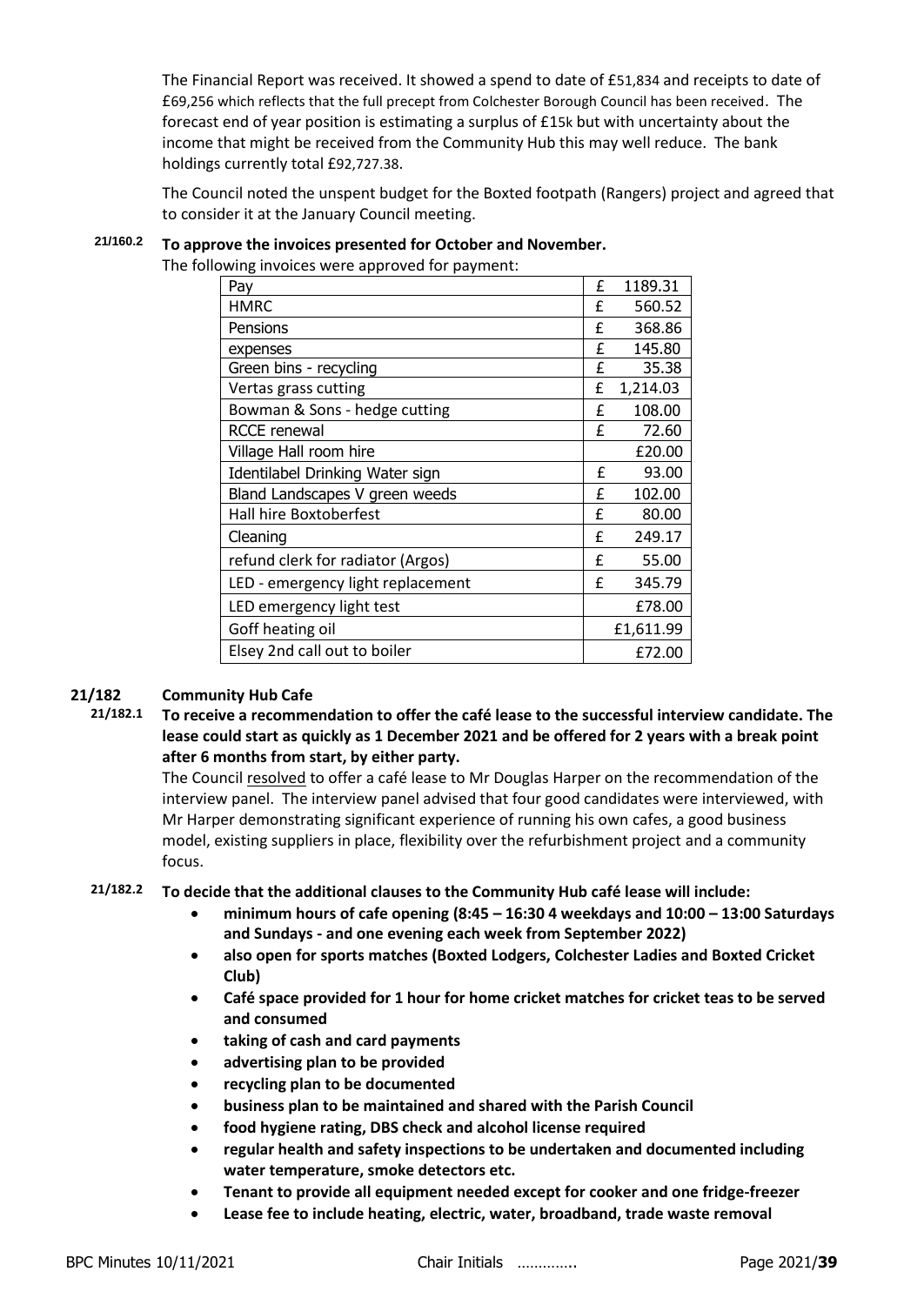The Financial Report was received. It showed a spend to date of £51,834 and receipts to date of £69,256 which reflects that the full precept from Colchester Borough Council has been received. The forecast end of year position is estimating a surplus of £15k but with uncertainty about the income that might be received from the Community Hub this may well reduce. The bank holdings currently total £92,727.38.

The Council noted the unspent budget for the Boxted footpath (Rangers) project and agreed that to consider it at the January Council meeting.

**21/160.2 To approve the invoices presented for October and November.**

The following invoices were approved for payment:

| Item | | Amount |
|---|---|---|
| Pay | £ | 1189.31 |
| HMRC | £ | 560.52 |
| Pensions | £ | 368.86 |
| expenses | £ | 145.80 |
| Green bins - recycling | £ | 35.38 |
| Vertas grass cutting | £ | 1,214.03 |
| Bowman & Sons - hedge cutting | £ | 108.00 |
| RCCE renewal | £ | 72.60 |
| Village Hall room hire | | £20.00 |
| Identilabel Drinking Water sign | £ | 93.00 |
| Bland Landscapes V green weeds | £ | 102.00 |
| Hall hire Boxtoberfest | £ | 80.00 |
| Cleaning | £ | 249.17 |
| refund clerk for radiator (Argos) | £ | 55.00 |
| LED - emergency light replacement | £ | 345.79 |
| LED emergency light test | | £78.00 |
| Goff heating oil | | £1,611.99 |
| Elsey 2nd call out to boiler | | £72.00 |

## 21/182 Community Hub Cafe

**21/182.1 To receive a recommendation to offer the café lease to the successful interview candidate. The lease could start as quickly as 1 December 2021 and be offered for 2 years with a break point after 6 months from start, by either party.**

The Council resolved to offer a café lease to Mr Douglas Harper on the recommendation of the interview panel. The interview panel advised that four good candidates were interviewed, with Mr Harper demonstrating significant experience of running his own cafes, a good business model, existing suppliers in place, flexibility over the refurbishment project and a community focus.

**21/182.2 To decide that the additional clauses to the Community Hub café lease will include:**

- **minimum hours of cafe opening (8:45 – 16:30 4 weekdays and 10:00 – 13:00 Saturdays and Sundays - and one evening each week from September 2022)**
- **also open for sports matches (Boxted Lodgers, Colchester Ladies and Boxted Cricket Club)**
- **Café space provided for 1 hour for home cricket matches for cricket teas to be served and consumed**
- **taking of cash and card payments**
- **advertising plan to be provided**
- **recycling plan to be documented**
- **business plan to be maintained and shared with the Parish Council**
- **food hygiene rating, DBS check and alcohol license required**
- **regular health and safety inspections to be undertaken and documented including water temperature, smoke detectors etc.**
- **Tenant to provide all equipment needed except for cooker and one fridge-freezer**
- **Lease fee to include heating, electric, water, broadband, trade waste removal**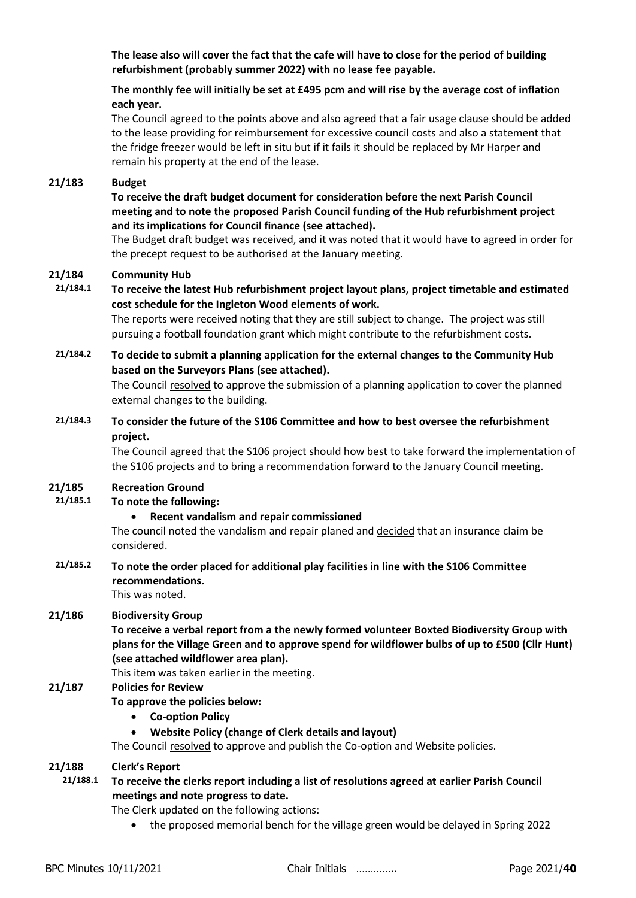**The lease also will cover the fact that the cafe will have to close for the period of building refurbishment (probably summer 2022) with no lease fee payable.**

**The monthly fee will initially be set at £495 pcm and will rise by the average cost of inflation each year.**

The Council agreed to the points above and also agreed that a fair usage clause should be added to the lease providing for reimbursement for excessive council costs and also a statement that the fridge freezer would be left in situ but if it fails it should be replaced by Mr Harper and remain his property at the end of the lease.

**21/183 Budget**

**To receive the draft budget document for consideration before the next Parish Council meeting and to note the proposed Parish Council funding of the Hub refurbishment project and its implications for Council finance (see attached).**

The Budget draft budget was received, and it was noted that it would have to agreed in order for the precept request to be authorised at the January meeting.

**21/184 Community Hub**

**21/184.1 To receive the latest Hub refurbishment project layout plans, project timetable and estimated cost schedule for the Ingleton Wood elements of work.**

The reports were received noting that they are still subject to change. The project was still pursuing a football foundation grant which might contribute to the refurbishment costs.

**21/184.2 To decide to submit a planning application for the external changes to the Community Hub based on the Surveyors Plans (see attached).**

The Council resolved to approve the submission of a planning application to cover the planned external changes to the building.

**21/184.3 To consider the future of the S106 Committee and how to best oversee the refurbishment project.**

The Council agreed that the S106 project should how best to take forward the implementation of the S106 projects and to bring a recommendation forward to the January Council meeting.

**21/185 Recreation Ground**

**21/185.1 To note the following:**

- **Recent vandalism and repair commissioned**

The council noted the vandalism and repair planed and decided that an insurance claim be considered.

**21/185.2 To note the order placed for additional play facilities in line with the S106 Committee recommendations.**

This was noted.

**21/186 Biodiversity Group**

**To receive a verbal report from a the newly formed volunteer Boxted Biodiversity Group with plans for the Village Green and to approve spend for wildflower bulbs of up to £500 (Cllr Hunt) (see attached wildflower area plan).**

This item was taken earlier in the meeting.

**21/187 Policies for Review**

**To approve the policies below:**

- **Co-option Policy**
- **Website Policy (change of Clerk details and layout)**

The Council resolved to approve and publish the Co-option and Website policies.

**21/188 Clerk's Report**

**21/188.1 To receive the clerks report including a list of resolutions agreed at earlier Parish Council meetings and note progress to date.**

The Clerk updated on the following actions:

- the proposed memorial bench for the village green would be delayed in Spring 2022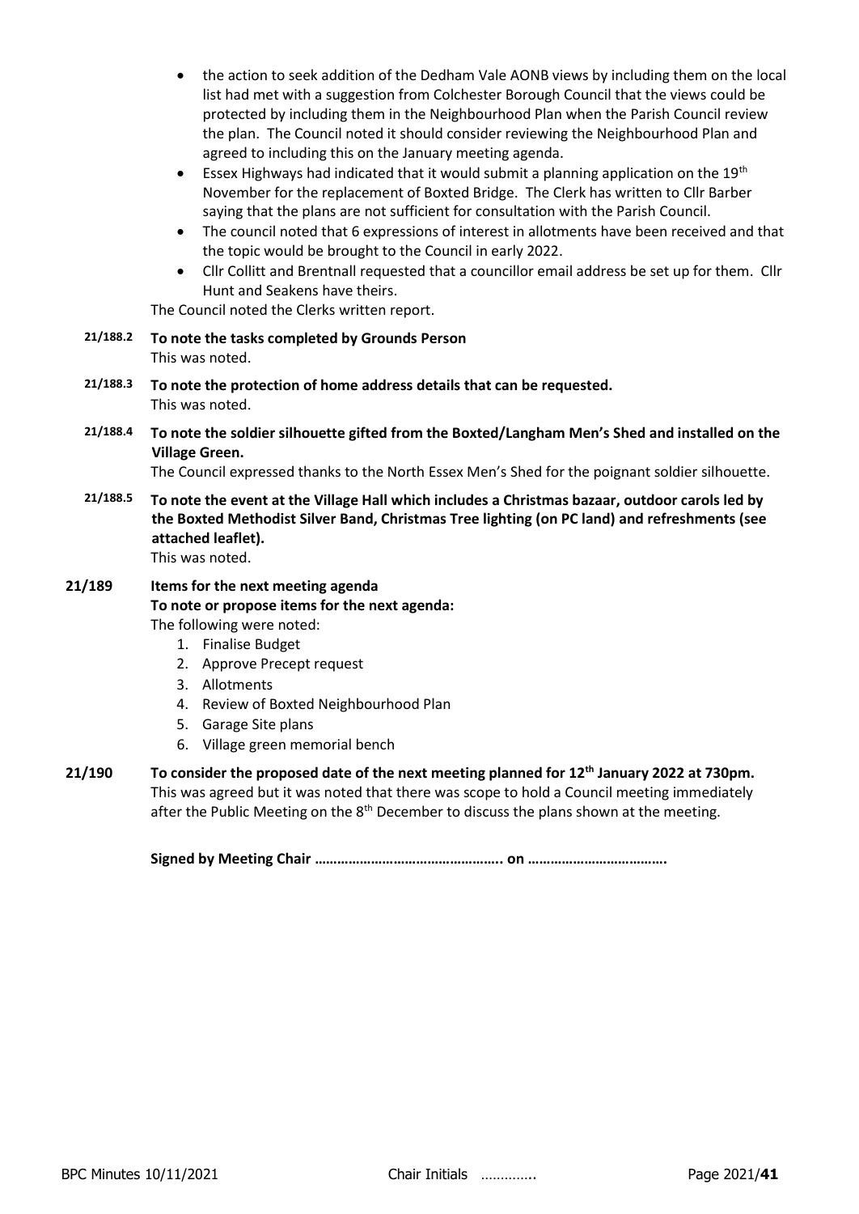- the action to seek addition of the Dedham Vale AONB views by including them on the local list had met with a suggestion from Colchester Borough Council that the views could be protected by including them in the Neighbourhood Plan when the Parish Council review the plan. The Council noted it should consider reviewing the Neighbourhood Plan and agreed to including this on the January meeting agenda.
- Essex Highways had indicated that it would submit a planning application on the 19th November for the replacement of Boxted Bridge. The Clerk has written to Cllr Barber saying that the plans are not sufficient for consultation with the Parish Council.
- The council noted that 6 expressions of interest in allotments have been received and that the topic would be brought to the Council in early 2022.
- Cllr Collitt and Brentnall requested that a councillor email address be set up for them. Cllr Hunt and Seakens have theirs.

The Council noted the Clerks written report.

**21/188.2 To note the tasks completed by Grounds Person**
This was noted.

**21/188.3 To note the protection of home address details that can be requested.**
This was noted.

**21/188.4 To note the soldier silhouette gifted from the Boxted/Langham Men's Shed and installed on the Village Green.**
The Council expressed thanks to the North Essex Men's Shed for the poignant soldier silhouette.

**21/188.5 To note the event at the Village Hall which includes a Christmas bazaar, outdoor carols led by the Boxted Methodist Silver Band, Christmas Tree lighting (on PC land) and refreshments (see attached leaflet).**
This was noted.

**21/189 Items for the next meeting agenda**
**To note or propose items for the next agenda:**
The following were noted:

1. Finalise Budget
2. Approve Precept request
3. Allotments
4. Review of Boxted Neighbourhood Plan
5. Garage Site plans
6. Village green memorial bench

**21/190 To consider the proposed date of the next meeting planned for 12th January 2022 at 730pm.**
This was agreed but it was noted that there was scope to hold a Council meeting immediately after the Public Meeting on the 8th December to discuss the plans shown at the meeting.

**Signed by Meeting Chair ………………………………………….. on ……………………………….**

Chair Initials …………..